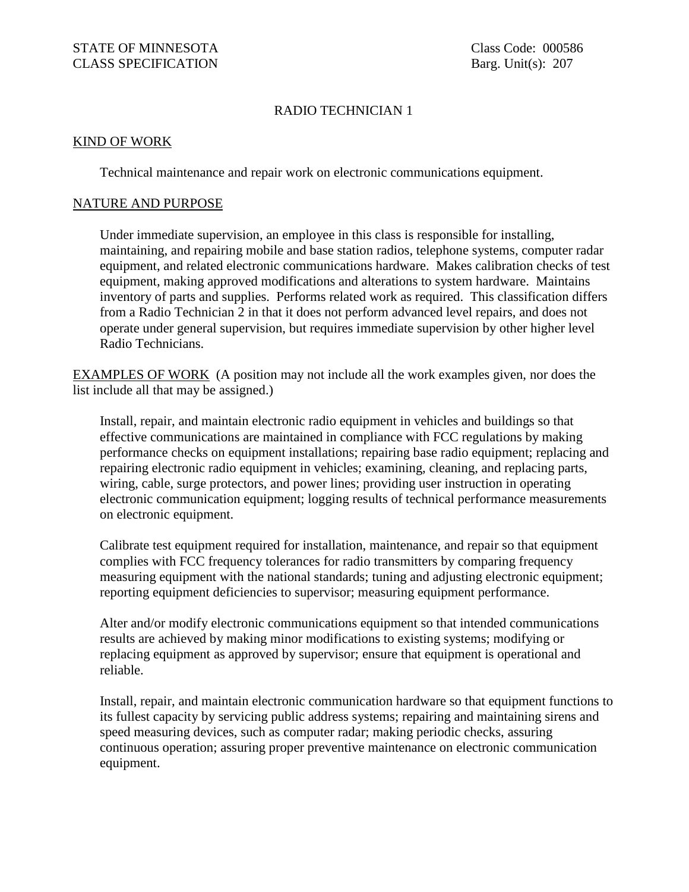STATE OF MINNESOTA
CLASS SPECIFICATION

Class Code: 000586
Barg. Unit(s): 207

# RADIO TECHNICIAN 1

## KIND OF WORK

Technical maintenance and repair work on electronic communications equipment.

## NATURE AND PURPOSE

Under immediate supervision, an employee in this class is responsible for installing, maintaining, and repairing mobile and base station radios, telephone systems, computer radar equipment, and related electronic communications hardware. Makes calibration checks of test equipment, making approved modifications and alterations to system hardware. Maintains inventory of parts and supplies. Performs related work as required. This classification differs from a Radio Technician 2 in that it does not perform advanced level repairs, and does not operate under general supervision, but requires immediate supervision by other higher level Radio Technicians.

## EXAMPLES OF WORK

(A position may not include all the work examples given, nor does the list include all that may be assigned.)

Install, repair, and maintain electronic radio equipment in vehicles and buildings so that effective communications are maintained in compliance with FCC regulations by making performance checks on equipment installations; repairing base radio equipment; replacing and repairing electronic radio equipment in vehicles; examining, cleaning, and replacing parts, wiring, cable, surge protectors, and power lines; providing user instruction in operating electronic communication equipment; logging results of technical performance measurements on electronic equipment.

Calibrate test equipment required for installation, maintenance, and repair so that equipment complies with FCC frequency tolerances for radio transmitters by comparing frequency measuring equipment with the national standards; tuning and adjusting electronic equipment; reporting equipment deficiencies to supervisor; measuring equipment performance.

Alter and/or modify electronic communications equipment so that intended communications results are achieved by making minor modifications to existing systems; modifying or replacing equipment as approved by supervisor; ensure that equipment is operational and reliable.

Install, repair, and maintain electronic communication hardware so that equipment functions to its fullest capacity by servicing public address systems; repairing and maintaining sirens and speed measuring devices, such as computer radar; making periodic checks, assuring continuous operation; assuring proper preventive maintenance on electronic communication equipment.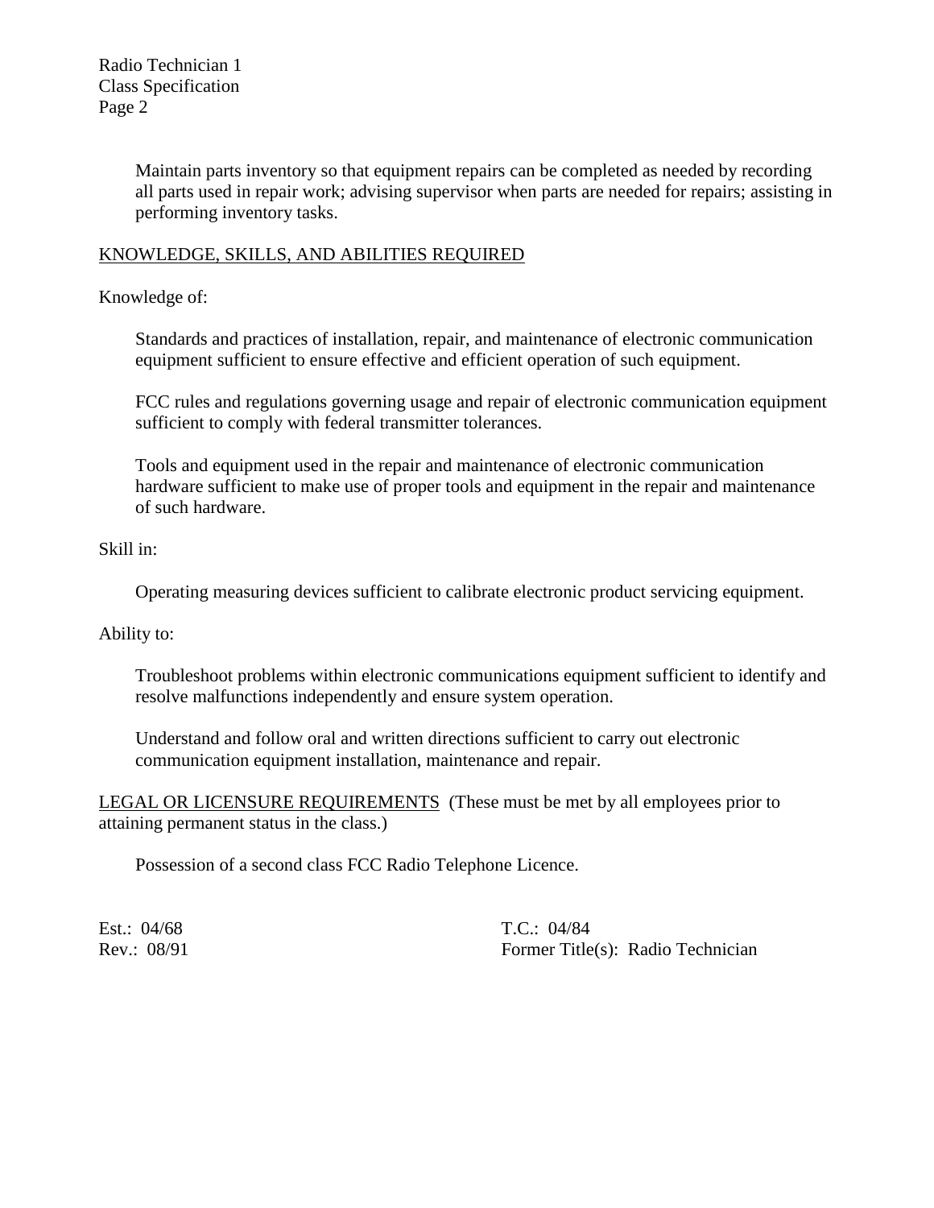Maintain parts inventory so that equipment repairs can be completed as needed by recording all parts used in repair work; advising supervisor when parts are needed for repairs; assisting in performing inventory tasks.

## KNOWLEDGE, SKILLS, AND ABILITIES REQUIRED

Knowledge of:

Standards and practices of installation, repair, and maintenance of electronic communication equipment sufficient to ensure effective and efficient operation of such equipment.

FCC rules and regulations governing usage and repair of electronic communication equipment sufficient to comply with federal transmitter tolerances.

Tools and equipment used in the repair and maintenance of electronic communication hardware sufficient to make use of proper tools and equipment in the repair and maintenance of such hardware.

Skill in:

Operating measuring devices sufficient to calibrate electronic product servicing equipment.

Ability to:

Troubleshoot problems within electronic communications equipment sufficient to identify and resolve malfunctions independently and ensure system operation.

Understand and follow oral and written directions sufficient to carry out electronic communication equipment installation, maintenance and repair.

## LEGAL OR LICENSURE REQUIREMENTS

(These must be met by all employees prior to attaining permanent status in the class.)

Possession of a second class FCC Radio Telephone Licence.

Est.: 04/68
Rev.: 08/91

T.C.: 04/84
Former Title(s): Radio Technician